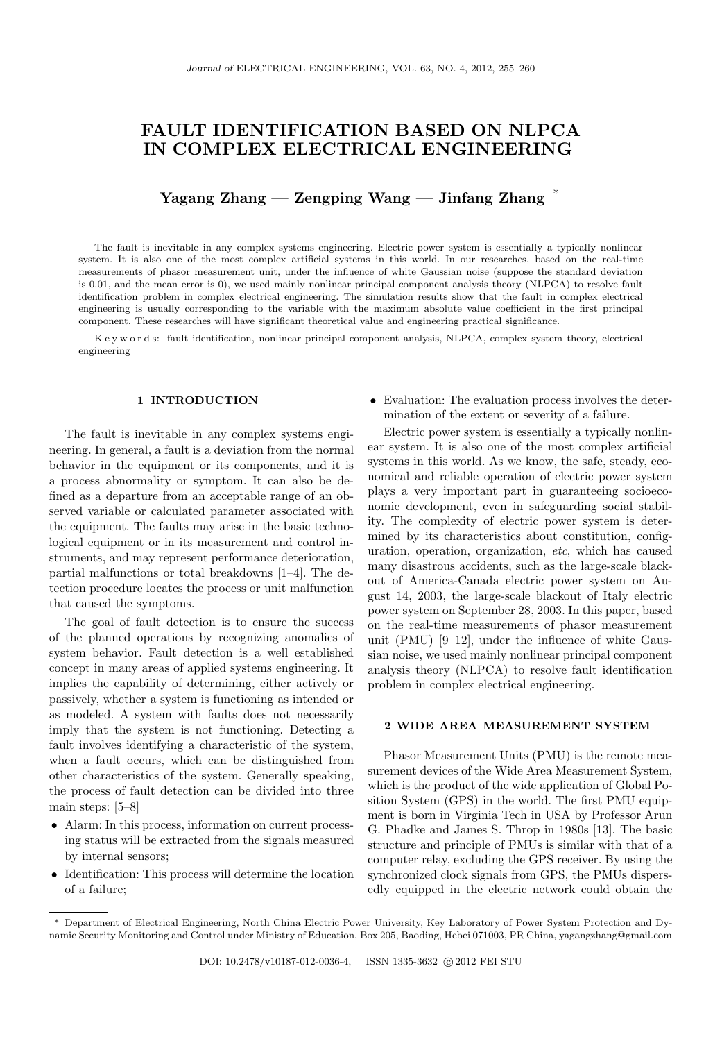# FAULT IDENTIFICATION BASED ON NLPCA IN COMPLEX ELECTRICAL ENGINEERING

**Yagang Zhang — Zengping Wang — Jinfang Zhang** *

The fault is inevitable in any complex systems engineering. Electric power system is essentially a typically nonlinear system. It is also one of the most complex artificial systems in this world. In our researches, based on the real-time measurements of phasor measurement unit, under the influence of white Gaussian noise (suppose the standard deviation is 0.01, and the mean error is 0), we used mainly nonlinear principal component analysis theory (NLPCA) to resolve fault identification problem in complex electrical engineering. The simulation results show that the fault in complex electrical engineering is usually corresponding to the variable with the maximum absolute value coefficient in the first principal component. These researches will have significant theoretical value and engineering practical significance.

K e y w o r d s: fault identification, nonlinear principal component analysis, NLPCA, complex system theory, electrical engineering

## 1 INTRODUCTION

The fault is inevitable in any complex systems engineering. In general, a fault is a deviation from the normal behavior in the equipment or its components, and it is a process abnormality or symptom. It can also be defined as a departure from an acceptable range of an observed variable or calculated parameter associated with the equipment. The faults may arise in the basic technological equipment or in its measurement and control instruments, and may represent performance deterioration, partial malfunctions or total breakdowns [1–4]. The detection procedure locates the process or unit malfunction that caused the symptoms.

The goal of fault detection is to ensure the success of the planned operations by recognizing anomalies of system behavior. Fault detection is a well established concept in many areas of applied systems engineering. It implies the capability of determining, either actively or passively, whether a system is functioning as intended or as modeled. A system with faults does not necessarily imply that the system is not functioning. Detecting a fault involves identifying a characteristic of the system, when a fault occurs, which can be distinguished from other characteristics of the system. Generally speaking, the process of fault detection can be divided into three main steps: [5–8]

- Alarm: In this process, information on current processing status will be extracted from the signals measured by internal sensors;
- Identification: This process will determine the location of a failure;
- Evaluation: The evaluation process involves the determination of the extent or severity of a failure.

Electric power system is essentially a typically nonlinear system. It is also one of the most complex artificial systems in this world. As we know, the safe, steady, economical and reliable operation of electric power system plays a very important part in guaranteeing socioeconomic development, even in safeguarding social stability. The complexity of electric power system is determined by its characteristics about constitution, configuration, operation, organization, *etc*, which has caused many disastrous accidents, such as the large-scale blackout of America-Canada electric power system on August 14, 2003, the large-scale blackout of Italy electric power system on September 28, 2003. In this paper, based on the real-time measurements of phasor measurement unit (PMU) [9–12], under the influence of white Gaussian noise, we used mainly nonlinear principal component analysis theory (NLPCA) to resolve fault identification problem in complex electrical engineering.

## 2 WIDE AREA MEASUREMENT SYSTEM

Phasor Measurement Units (PMU) is the remote measurement devices of the Wide Area Measurement System, which is the product of the wide application of Global Position System (GPS) in the world. The first PMU equipment is born in Virginia Tech in USA by Professor Arun G. Phadke and James S. Throp in 1980s [13]. The basic structure and principle of PMUs is similar with that of a computer relay, excluding the GPS receiver. By using the synchronized clock signals from GPS, the PMUs dispersedly equipped in the electric network could obtain the

* Department of Electrical Engineering, North China Electric Power University, Key Laboratory of Power System Protection and Dynamic Security Monitoring and Control under Ministry of Education, Box 205, Baoding, Hebei 071003, PR China, yagangzhang@gmail.com

DOI: 10.2478/v10187-012-0036-4, ISSN 1335-3632 © 2012 FEI STU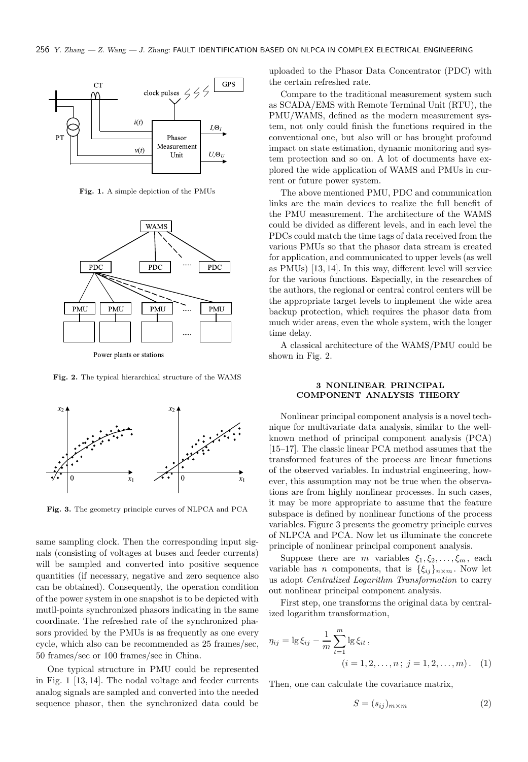same sampling clock. Then the corresponding input signals (consisting of voltages at buses and feeder currents) will be sampled and converted into positive sequence quantities (if necessary, negative and zero sequence also can be obtained). Consequently, the operation condition of the power system in one snapshot is to be depicted with mutil-points synchronized phasors indicating in the same coordinate. The refreshed rate of the synchronized phasors provided by the PMUs is as frequently as one every cycle, which also can be recommended as 25 frames/sec, 50 frames/sec or 100 frames/sec in China.

One typical structure in PMU could be represented in Fig. 1 [13, 14]. The nodal voltage and feeder currents analog signals are sampled and converted into the needed sequence phasor, then the synchronized data could be uploaded to the Phasor Data Concentrator (PDC) with the certain refreshed rate.

**Fig. 1.** A simple depiction of the PMUs

**Fig. 2.** The typical hierarchical structure of the WAMS

**Fig. 3.** The geometry principle curves of NLPCA and PCA

Compare to the traditional measurement system such as SCADA/EMS with Remote Terminal Unit (RTU), the PMU/WAMS, defined as the modern measurement system, not only could finish the functions required in the conventional one, but also will or has brought profound impact on state estimation, dynamic monitoring and system protection and so on. A lot of documents have explored the wide application of WAMS and PMUs in current or future power system.

The above mentioned PMU, PDC and communication links are the main devices to realize the full benefit of the PMU measurement. The architecture of the WAMS could be divided as different levels, and in each level the PDCs could match the time tags of data received from the various PMUs so that the phasor data stream is created for application, and communicated to upper levels (as well as PMUs) [13, 14]. In this way, different level will service for the various functions. Especially, in the researches of the authors, the regional or central control centers will be the appropriate target levels to implement the wide area backup protection, which requires the phasor data from much wider areas, even the whole system, with the longer time delay.

A classical architecture of the WAMS/PMU could be shown in Fig. 2.

## 3 NONLINEAR PRINCIPAL COMPONENT ANALYSIS THEORY

Nonlinear principal component analysis is a novel technique for multivariate data analysis, similar to the well-known method of principal component analysis (PCA) [15–17]. The classic linear PCA method assumes that the transformed features of the process are linear functions of the observed variables. In industrial engineering, however, this assumption may not be true when the observations are from highly nonlinear processes. In such cases, it may be more appropriate to assume that the feature subspace is defined by nonlinear functions of the process variables. Figure 3 presents the geometry principle curves of NLPCA and PCA. Now let us illuminate the concrete principle of nonlinear principal component analysis.

Suppose there are $m$ variables $\xi_1, \xi_2, \ldots, \xi_m$, each variable has $n$ components, that is $\{\xi_{ij}\}_{n\times m}$. Now let us adopt *Centralized Logarithm Transformation* to carry out nonlinear principal component analysis.

First step, one transforms the original data by centralized logarithm transformation,

$$\eta_{ij} = \lg \xi_{ij} - \frac{1}{m}\sum_{t=1}^{m} \lg \xi_{it}\,, \qquad (i = 1, 2, \ldots, n\,;\ j = 1, 2, \ldots, m)\,. \quad (1)$$

Then, one can calculate the covariance matrix,

$$S = (s_{ij})_{m\times m} \quad (2)$$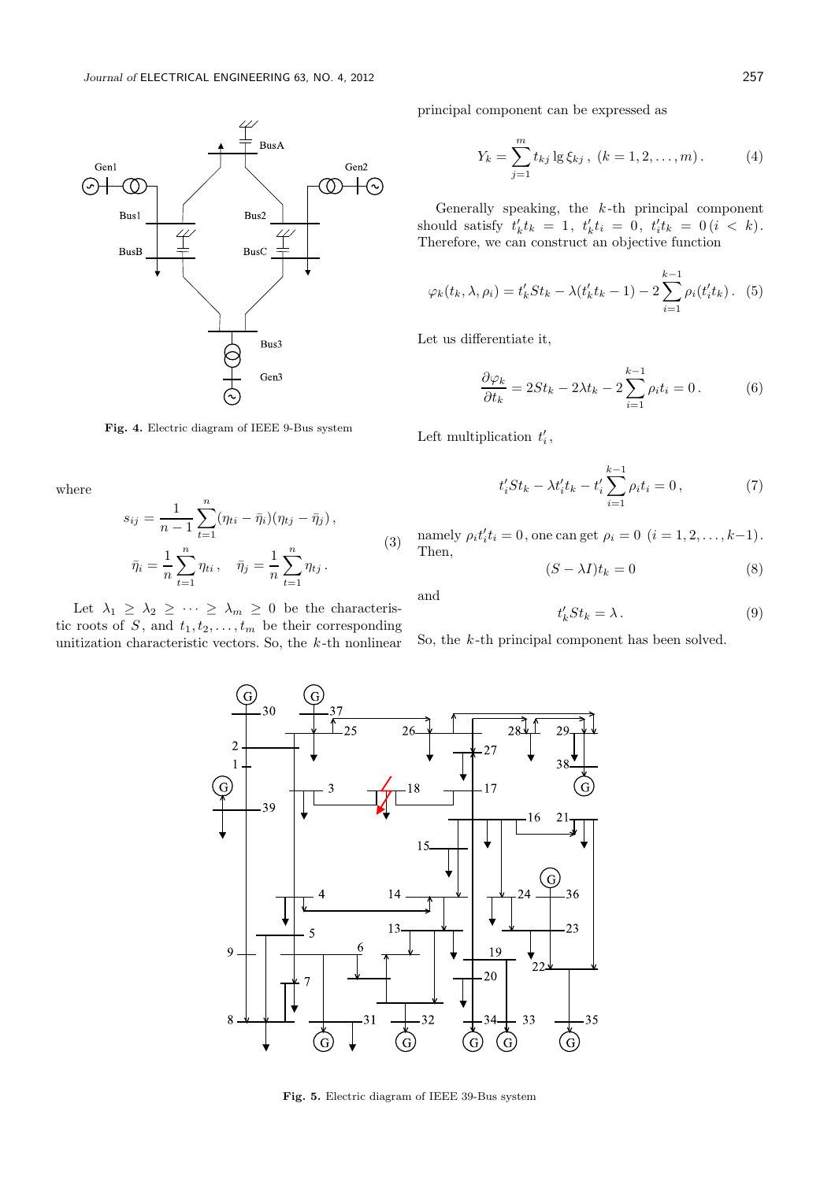Fig. 4. Electric diagram of IEEE 9-Bus system

where

$$s_{ij} = \frac{1}{n-1}\sum_{t=1}^{n}(\eta_{ti}-\bar{\eta}_i)(\eta_{tj}-\bar{\eta}_j)\,,$$
$$\bar{\eta}_i = \frac{1}{n}\sum_{t=1}^{n}\eta_{ti}\,, \quad \bar{\eta}_j = \frac{1}{n}\sum_{t=1}^{n}\eta_{tj}\,. \tag{3}$$

Let $\lambda_1 \geq \lambda_2 \geq \cdots \geq \lambda_m \geq 0$ be the characteristic roots of $S$, and $t_1, t_2, \ldots, t_m$ be their corresponding unitization characteristic vectors. So, the $k$-th nonlinear principal component can be expressed as

$$Y_k = \sum_{j=1}^{m} t_{kj} \lg \xi_{kj}\,,\ (k = 1, 2, \ldots, m)\,. \tag{4}$$

Generally speaking, the $k$-th principal component should satisfy $t'_k t_k = 1$, $t'_k t_i = 0$, $t'_i t_k = 0\,(i < k)$. Therefore, we can construct an objective function

$$\varphi_k(t_k, \lambda, \rho_i) = t'_k S t_k - \lambda(t'_k t_k - 1) - 2\sum_{i=1}^{k-1}\rho_i(t'_i t_k)\,. \tag{5}$$

Let us differentiate it,

$$\frac{\partial \varphi_k}{\partial t_k} = 2St_k - 2\lambda t_k - 2\sum_{i=1}^{k-1}\rho_i t_i = 0\,. \tag{6}$$

Left multiplication $t'_i$,

$$t'_i S t_k - \lambda t'_i t_k - t'_i \sum_{i=1}^{k-1}\rho_i t_i = 0\,, \tag{7}$$

namely $\rho_i t'_i t_i = 0$, one can get $\rho_i = 0\ (i = 1, 2, \ldots, k-1)$. Then,

$$(S - \lambda I)t_k = 0 \tag{8}$$

and

$$t'_k S t_k = \lambda\,. \tag{9}$$

So, the $k$-th principal component has been solved.

Fig. 5. Electric diagram of IEEE 39-Bus system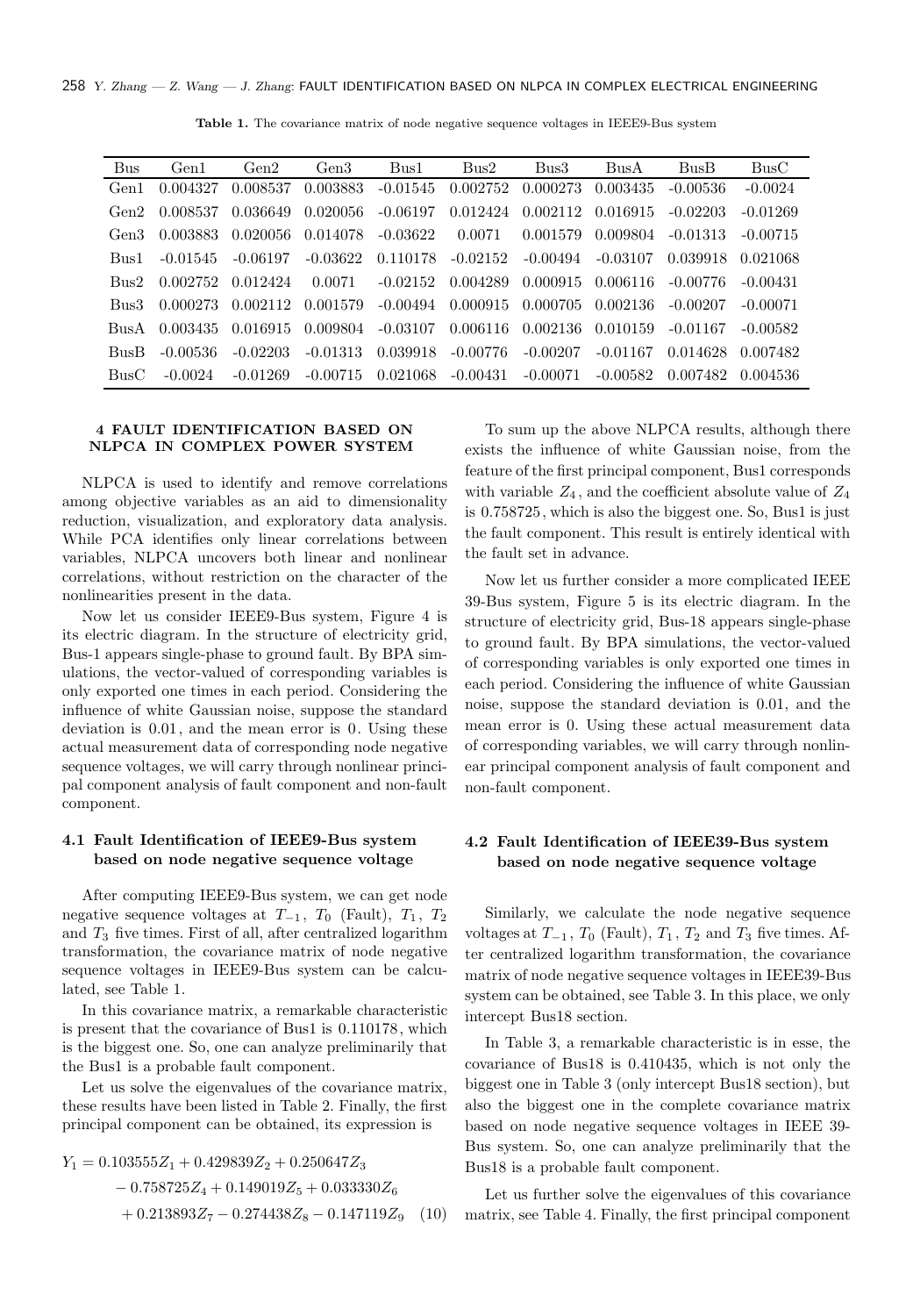**Table 1.** The covariance matrix of node negative sequence voltages in IEEE9-Bus system

| Bus | Gen1 | Gen2 | Gen3 | Bus1 | Bus2 | Bus3 | BusA | BusB | BusC |
|---|---|---|---|---|---|---|---|---|---|
| Gen1 | 0.004327 | 0.008537 | 0.003883 | -0.01545 | 0.002752 | 0.000273 | 0.003435 | -0.00536 | -0.0024 |
| Gen2 | 0.008537 | 0.036649 | 0.020056 | -0.06197 | 0.012424 | 0.002112 | 0.016915 | -0.02203 | -0.01269 |
| Gen3 | 0.003883 | 0.020056 | 0.014078 | -0.03622 | 0.0071 | 0.001579 | 0.009804 | -0.01313 | -0.00715 |
| Bus1 | -0.01545 | -0.06197 | -0.03622 | 0.110178 | -0.02152 | -0.00494 | -0.03107 | 0.039918 | 0.021068 |
| Bus2 | 0.002752 | 0.012424 | 0.0071 | -0.02152 | 0.004289 | 0.000915 | 0.006116 | -0.00776 | -0.00431 |
| Bus3 | 0.000273 | 0.002112 | 0.001579 | -0.00494 | 0.000915 | 0.000705 | 0.002136 | -0.00207 | -0.00071 |
| BusA | 0.003435 | 0.016915 | 0.009804 | -0.03107 | 0.006116 | 0.002136 | 0.010159 | -0.01167 | -0.00582 |
| BusB | -0.00536 | -0.02203 | -0.01313 | 0.039918 | -0.00776 | -0.00207 | -0.01167 | 0.014628 | 0.007482 |
| BusC | -0.0024 | -0.01269 | -0.00715 | 0.021068 | -0.00431 | -0.00071 | -0.00582 | 0.007482 | 0.004536 |

## 4 FAULT IDENTIFICATION BASED ON NLPCA IN COMPLEX POWER SYSTEM

NLPCA is used to identify and remove correlations among objective variables as an aid to dimensionality reduction, visualization, and exploratory data analysis. While PCA identifies only linear correlations between variables, NLPCA uncovers both linear and nonlinear correlations, without restriction on the character of the nonlinearities present in the data.

Now let us consider IEEE9-Bus system, Figure 4 is its electric diagram. In the structure of electricity grid, Bus-1 appears single-phase to ground fault. By BPA simulations, the vector-valued of corresponding variables is only exported one times in each period. Considering the influence of white Gaussian noise, suppose the standard deviation is $0.01$, and the mean error is $0$. Using these actual measurement data of corresponding node negative sequence voltages, we will carry through nonlinear principal component analysis of fault component and non-fault component.

### 4.1 Fault Identification of IEEE9-Bus system based on node negative sequence voltage

After computing IEEE9-Bus system, we can get node negative sequence voltages at $T_{-1}$, $T_0$ (Fault), $T_1$, $T_2$ and $T_3$ five times. First of all, after centralized logarithm transformation, the covariance matrix of node negative sequence voltages in IEEE9-Bus system can be calculated, see Table 1.

In this covariance matrix, a remarkable characteristic is present that the covariance of Bus1 is $0.110178$, which is the biggest one. So, one can analyze preliminarily that the Bus1 is a probable fault component.

Let us solve the eigenvalues of the covariance matrix, these results have been listed in Table 2. Finally, the first principal component can be obtained, its expression is

$$
\begin{aligned}
Y_1 = {} & 0.103555 Z_1 + 0.429839 Z_2 + 0.250647 Z_3 \\
& - 0.758725 Z_4 + 0.149019 Z_5 + 0.033330 Z_6 \\
& + 0.213893 Z_7 - 0.274438 Z_8 - 0.147119 Z_9 \quad (10)
\end{aligned}
$$

To sum up the above NLPCA results, although there exists the influence of white Gaussian noise, from the feature of the first principal component, Bus1 corresponds with variable $Z_4$, and the coefficient absolute value of $Z_4$ is $0.758725$, which is also the biggest one. So, Bus1 is just the fault component. This result is entirely identical with the fault set in advance.

Now let us further consider a more complicated IEEE 39-Bus system, Figure 5 is its electric diagram. In the structure of electricity grid, Bus-18 appears single-phase to ground fault. By BPA simulations, the vector-valued of corresponding variables is only exported one times in each period. Considering the influence of white Gaussian noise, suppose the standard deviation is 0.01, and the mean error is 0. Using these actual measurement data of corresponding variables, we will carry through nonlinear principal component analysis of fault component and non-fault component.

### 4.2 Fault Identification of IEEE39-Bus system based on node negative sequence voltage

Similarly, we calculate the node negative sequence voltages at $T_{-1}$, $T_0$ (Fault), $T_1$, $T_2$ and $T_3$ five times. After centralized logarithm transformation, the covariance matrix of node negative sequence voltages in IEEE39-Bus system can be obtained, see Table 3. In this place, we only intercept Bus18 section.

In Table 3, a remarkable characteristic is in esse, the covariance of Bus18 is 0.410435, which is not only the biggest one in Table 3 (only intercept Bus18 section), but also the biggest one in the complete covariance matrix based on node negative sequence voltages in IEEE 39-Bus system. So, one can analyze preliminarily that the Bus18 is a probable fault component.

Let us further solve the eigenvalues of this covariance matrix, see Table 4. Finally, the first principal component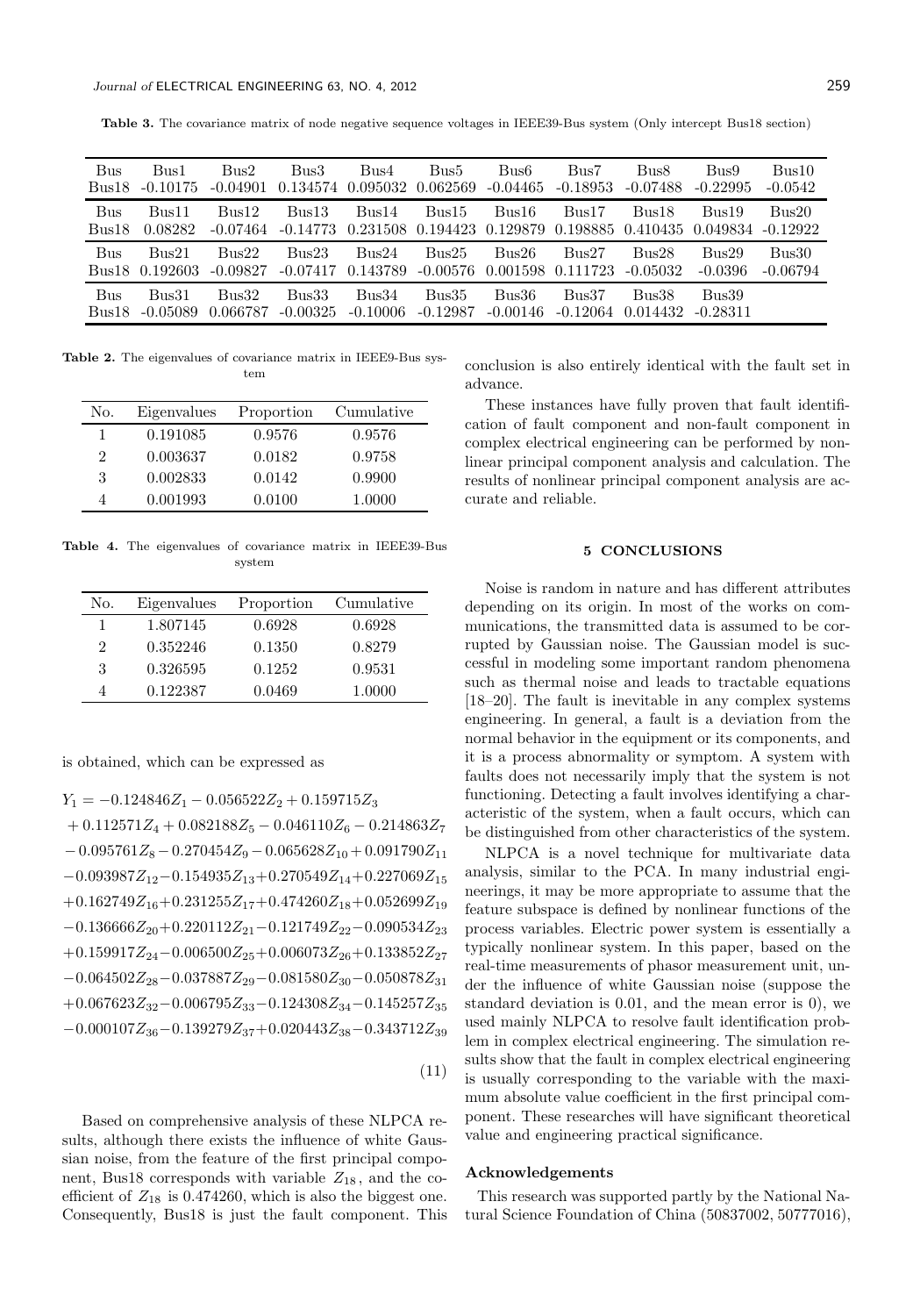**Table 3.** The covariance matrix of node negative sequence voltages in IEEE39-Bus system (Only intercept Bus18 section)

| Bus | Bus1 | Bus2 | Bus3 | Bus4 | Bus5 | Bus6 | Bus7 | Bus8 | Bus9 | Bus10 |
|---|---|---|---|---|---|---|---|---|---|---|
| Bus18 | -0.10175 | -0.04901 | 0.134574 | 0.095032 | 0.062569 | -0.04465 | -0.18953 | -0.07488 | -0.22995 | -0.0542 |
| Bus | Bus11 | Bus12 | Bus13 | Bus14 | Bus15 | Bus16 | Bus17 | Bus18 | Bus19 | Bus20 |
| Bus18 | 0.08282 | -0.07464 | -0.14773 | 0.231508 | 0.194423 | 0.129879 | 0.198885 | 0.410435 | 0.049834 | -0.12922 |
| Bus | Bus21 | Bus22 | Bus23 | Bus24 | Bus25 | Bus26 | Bus27 | Bus28 | Bus29 | Bus30 |
| Bus18 | 0.192603 | -0.09827 | -0.07417 | 0.143789 | -0.00576 | 0.001598 | 0.111723 | -0.05032 | -0.0396 | -0.06794 |
| Bus | Bus31 | Bus32 | Bus33 | Bus34 | Bus35 | Bus36 | Bus37 | Bus38 | Bus39 | |
| Bus18 | -0.05089 | 0.066787 | -0.00325 | -0.10006 | -0.12987 | -0.00146 | -0.12064 | 0.014432 | -0.28311 | |

**Table 2.** The eigenvalues of covariance matrix in IEEE9-Bus system

| No. | Eigenvalues | Proportion | Cumulative |
|---|---|---|---|
| 1 | 0.191085 | 0.9576 | 0.9576 |
| 2 | 0.003637 | 0.0182 | 0.9758 |
| 3 | 0.002833 | 0.0142 | 0.9900 |
| 4 | 0.001993 | 0.0100 | 1.0000 |

**Table 4.** The eigenvalues of covariance matrix in IEEE39-Bus system

| No. | Eigenvalues | Proportion | Cumulative |
|---|---|---|---|
| 1 | 1.807145 | 0.6928 | 0.6928 |
| 2 | 0.352246 | 0.1350 | 0.8279 |
| 3 | 0.326595 | 0.1252 | 0.9531 |
| 4 | 0.122387 | 0.0469 | 1.0000 |

is obtained, which can be expressed as

$$
\begin{aligned}
Y_1 = {} & -0.124846Z_1 - 0.056522Z_2 + 0.159715Z_3 \\
& + 0.112571Z_4 + 0.082188Z_5 - 0.046110Z_6 - 0.214863Z_7 \\
& - 0.095761Z_8 - 0.270454Z_9 - 0.065628Z_{10} + 0.091790Z_{11} \\
& - 0.093987Z_{12} - 0.154935Z_{13} + 0.270549Z_{14} + 0.227069Z_{15} \\
& + 0.162749Z_{16} + 0.231255Z_{17} + 0.474260Z_{18} + 0.052699Z_{19} \\
& - 0.136666Z_{20} + 0.220112Z_{21} - 0.121749Z_{22} - 0.090534Z_{23} \\
& + 0.159917Z_{24} - 0.006500Z_{25} + 0.006073Z_{26} + 0.133852Z_{27} \\
& - 0.064502Z_{28} - 0.037887Z_{29} - 0.081580Z_{30} - 0.050878Z_{31} \\
& + 0.067623Z_{32} - 0.006795Z_{33} - 0.124308Z_{34} - 0.145257Z_{35} \\
& - 0.000107Z_{36} - 0.139279Z_{37} + 0.020443Z_{38} - 0.343712Z_{39}
\end{aligned}
\tag{11}
$$

Based on comprehensive analysis of these NLPCA results, although there exists the influence of white Gaussian noise, from the feature of the first principal component, Bus18 corresponds with variable $Z_{18}$, and the coefficient of $Z_{18}$ is 0.474260, which is also the biggest one. Consequently, Bus18 is just the fault component. This conclusion is also entirely identical with the fault set in advance.

These instances have fully proven that fault identification of fault component and non-fault component in complex electrical engineering can be performed by nonlinear principal component analysis and calculation. The results of nonlinear principal component analysis are accurate and reliable.

## 5 CONCLUSIONS

Noise is random in nature and has different attributes depending on its origin. In most of the works on communications, the transmitted data is assumed to be corrupted by Gaussian noise. The Gaussian model is successful in modeling some important random phenomena such as thermal noise and leads to tractable equations [18–20]. The fault is inevitable in any complex systems engineering. In general, a fault is a deviation from the normal behavior in the equipment or its components, and it is a process abnormality or symptom. A system with faults does not necessarily imply that the system is not functioning. Detecting a fault involves identifying a characteristic of the system, when a fault occurs, which can be distinguished from other characteristics of the system.

NLPCA is a novel technique for multivariate data analysis, similar to the PCA. In many industrial engineerings, it may be more appropriate to assume that the feature subspace is defined by nonlinear functions of the process variables. Electric power system is essentially a typically nonlinear system. In this paper, based on the real-time measurements of phasor measurement unit, under the influence of white Gaussian noise (suppose the standard deviation is 0.01, and the mean error is 0), we used mainly NLPCA to resolve fault identification problem in complex electrical engineering. The simulation results show that the fault in complex electrical engineering is usually corresponding to the variable with the maximum absolute value coefficient in the first principal component. These researches will have significant theoretical value and engineering practical significance.

### Acknowledgements

This research was supported partly by the National Natural Science Foundation of China (50837002, 50777016),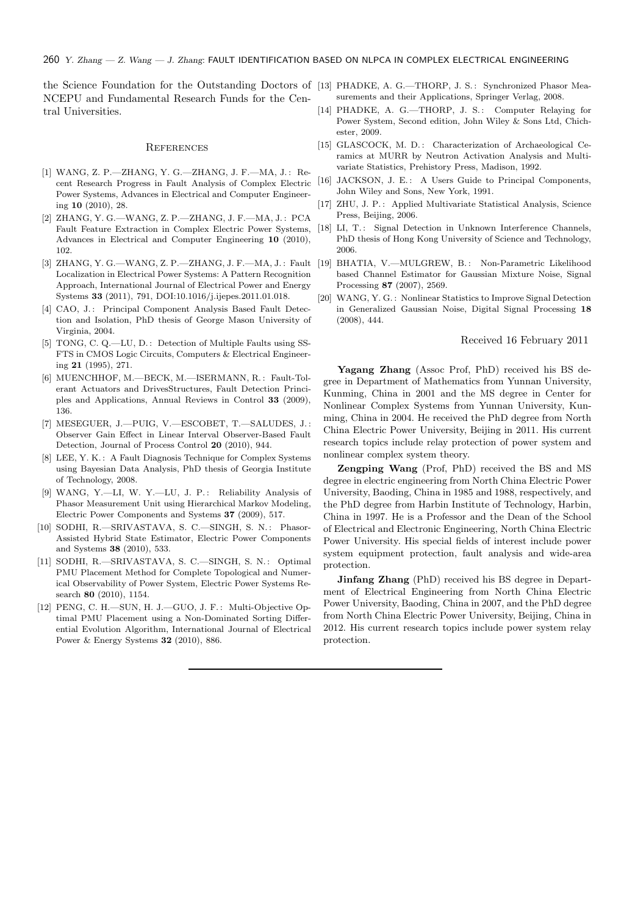the Science Foundation for the Outstanding Doctors of NCEPU and Fundamental Research Funds for the Central Universities.

## References

[1] WANG, Z. P.—ZHANG, Y. G.—ZHANG, J. F.—MA, J. : Recent Research Progress in Fault Analysis of Complex Electric Power Systems, Advances in Electrical and Computer Engineering **10** (2010), 28.

[2] ZHANG, Y. G.—WANG, Z. P.—ZHANG, J. F.—MA, J. : PCA Fault Feature Extraction in Complex Electric Power Systems, Advances in Electrical and Computer Engineering **10** (2010), 102.

[3] ZHANG, Y. G.—WANG, Z. P.—ZHANG, J. F.—MA, J. : Fault Localization in Electrical Power Systems: A Pattern Recognition Approach, International Journal of Electrical Power and Energy Systems **33** (2011), 791, DOI:10.1016/j.ijepes.2011.01.018.

[4] CAO, J. : Principal Component Analysis Based Fault Detection and Isolation, PhD thesis of George Mason University of Virginia, 2004.

[5] TONG, C. Q.—LU, D. : Detection of Multiple Faults using SS-FTS in CMOS Logic Circuits, Computers & Electrical Engineering **21** (1995), 271.

[6] MUENCHHOF, M.—BECK, M.—ISERMANN, R. : Fault-Tolerant Actuators and DrivesStructures, Fault Detection Principles and Applications, Annual Reviews in Control **33** (2009), 136.

[7] MESEGUER, J.—PUIG, V.—ESCOBET, T.—SALUDES, J. : Observer Gain Effect in Linear Interval Observer-Based Fault Detection, Journal of Process Control **20** (2010), 944.

[8] LEE, Y. K. : A Fault Diagnosis Technique for Complex Systems using Bayesian Data Analysis, PhD thesis of Georgia Institute of Technology, 2008.

[9] WANG, Y.—LI, W. Y.—LU, J. P. : Reliability Analysis of Phasor Measurement Unit using Hierarchical Markov Modeling, Electric Power Components and Systems **37** (2009), 517.

[10] SODHI, R.—SRIVASTAVA, S. C.—SINGH, S. N. : Phasor-Assisted Hybrid State Estimator, Electric Power Components and Systems **38** (2010), 533.

[11] SODHI, R.—SRIVASTAVA, S. C.—SINGH, S. N. : Optimal PMU Placement Method for Complete Topological and Numerical Observability of Power System, Electric Power Systems Research **80** (2010), 1154.

[12] PENG, C. H.—SUN, H. J.—GUO, J. F. : Multi-Objective Optimal PMU Placement using a Non-Dominated Sorting Differential Evolution Algorithm, International Journal of Electrical Power & Energy Systems **32** (2010), 886.

[13] PHADKE, A. G.—THORP, J. S. : Synchronized Phasor Measurements and their Applications, Springer Verlag, 2008.

[14] PHADKE, A. G.—THORP, J. S. : Computer Relaying for Power System, Second edition, John Wiley & Sons Ltd, Chichester, 2009.

[15] GLASCOCK, M. D. : Characterization of Archaeological Ceramics at MURR by Neutron Activation Analysis and Multivariate Statistics, Prehistory Press, Madison, 1992.

[16] JACKSON, J. E. : A Users Guide to Principal Components, John Wiley and Sons, New York, 1991.

[17] ZHU, J. P. : Applied Multivariate Statistical Analysis, Science Press, Beijing, 2006.

[18] LI, T. : Signal Detection in Unknown Interference Channels, PhD thesis of Hong Kong University of Science and Technology, 2006.

[19] BHATIA, V.—MULGREW, B. : Non-Parametric Likelihood based Channel Estimator for Gaussian Mixture Noise, Signal Processing **87** (2007), 2569.

[20] WANG, Y. G. : Nonlinear Statistics to Improve Signal Detection in Generalized Gaussian Noise, Digital Signal Processing **18** (2008), 444.

Received 16 February 2011

**Yagang Zhang** (Assoc Prof, PhD) received his BS degree in Department of Mathematics from Yunnan University, Kunming, China in 2001 and the MS degree in Center for Nonlinear Complex Systems from Yunnan University, Kunming, China in 2004. He received the PhD degree from North China Electric Power University, Beijing in 2011. His current research topics include relay protection of power system and nonlinear complex system theory.

**Zengping Wang** (Prof, PhD) received the BS and MS degree in electric engineering from North China Electric Power University, Baoding, China in 1985 and 1988, respectively, and the PhD degree from Harbin Institute of Technology, Harbin, China in 1997. He is a Professor and the Dean of the School of Electrical and Electronic Engineering, North China Electric Power University. His special fields of interest include power system equipment protection, fault analysis and wide-area protection.

**Jinfang Zhang** (PhD) received his BS degree in Department of Electrical Engineering from North China Electric Power University, Baoding, China in 2007, and the PhD degree from North China Electric Power University, Beijing, China in 2012. His current research topics include power system relay protection.